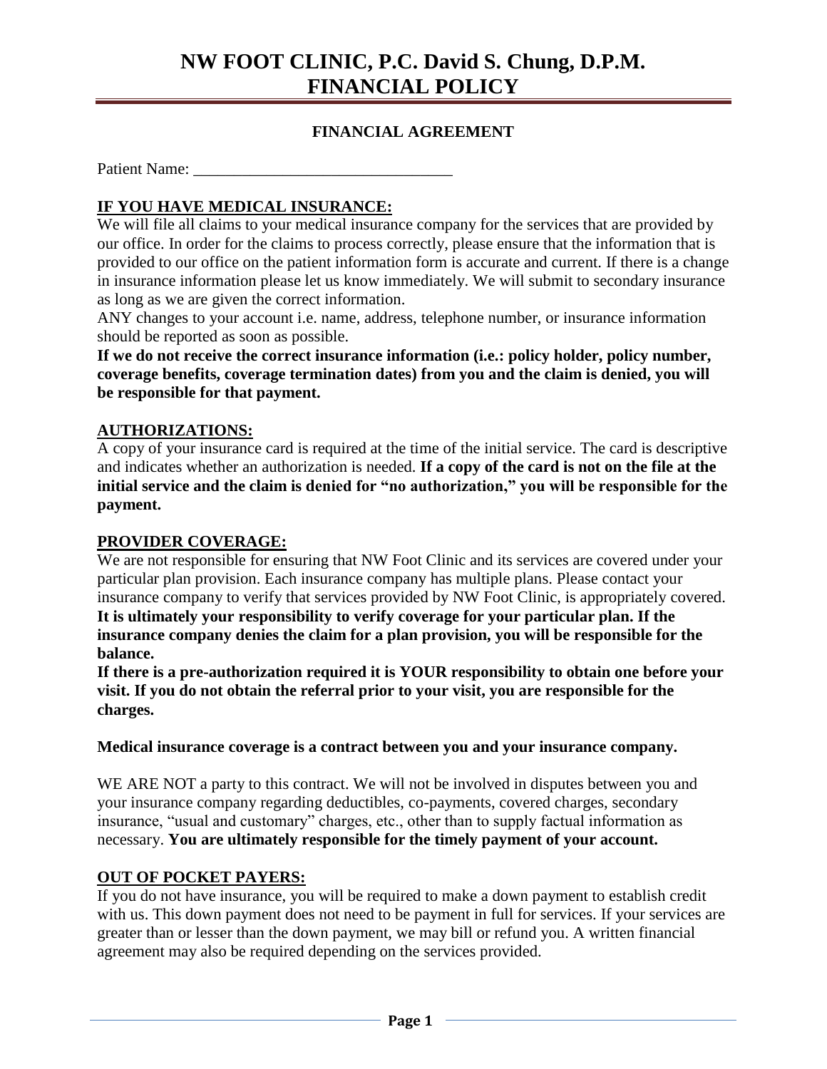# NW FOOT CLINIC, P.C. David S. Chung, D.P.M. FINANCIAL POLICY

## FINANCIAL AGREEMENT

Patient Name: _______________________________

**IF YOU HAVE MEDICAL INSURANCE:**

We will file all claims to your medical insurance company for the services that are provided by our office. In order for the claims to process correctly, please ensure that the information that is provided to our office on the patient information form is accurate and current. If there is a change in insurance information please let us know immediately. We will submit to secondary insurance as long as we are given the correct information.

ANY changes to your account i.e. name, address, telephone number, or insurance information should be reported as soon as possible.

**If we do not receive the correct insurance information (i.e.: policy holder, policy number, coverage benefits, coverage termination dates) from you and the claim is denied, you will be responsible for that payment.**

**AUTHORIZATIONS:**

A copy of your insurance card is required at the time of the initial service. The card is descriptive and indicates whether an authorization is needed. **If a copy of the card is not on the file at the initial service and the claim is denied for "no authorization," you will be responsible for the payment.**

**PROVIDER COVERAGE:**

We are not responsible for ensuring that NW Foot Clinic and its services are covered under your particular plan provision. Each insurance company has multiple plans. Please contact your insurance company to verify that services provided by NW Foot Clinic, is appropriately covered. **It is ultimately your responsibility to verify coverage for your particular plan. If the insurance company denies the claim for a plan provision, you will be responsible for the balance.**

**If there is a pre-authorization required it is YOUR responsibility to obtain one before your visit. If you do not obtain the referral prior to your visit, you are responsible for the charges.**

**Medical insurance coverage is a contract between you and your insurance company.**

WE ARE NOT a party to this contract. We will not be involved in disputes between you and your insurance company regarding deductibles, co-payments, covered charges, secondary insurance, "usual and customary" charges, etc., other than to supply factual information as necessary. **You are ultimately responsible for the timely payment of your account.**

**OUT OF POCKET PAYERS:**

If you do not have insurance, you will be required to make a down payment to establish credit with us. This down payment does not need to be payment in full for services. If your services are greater than or lesser than the down payment, we may bill or refund you. A written financial agreement may also be required depending on the services provided.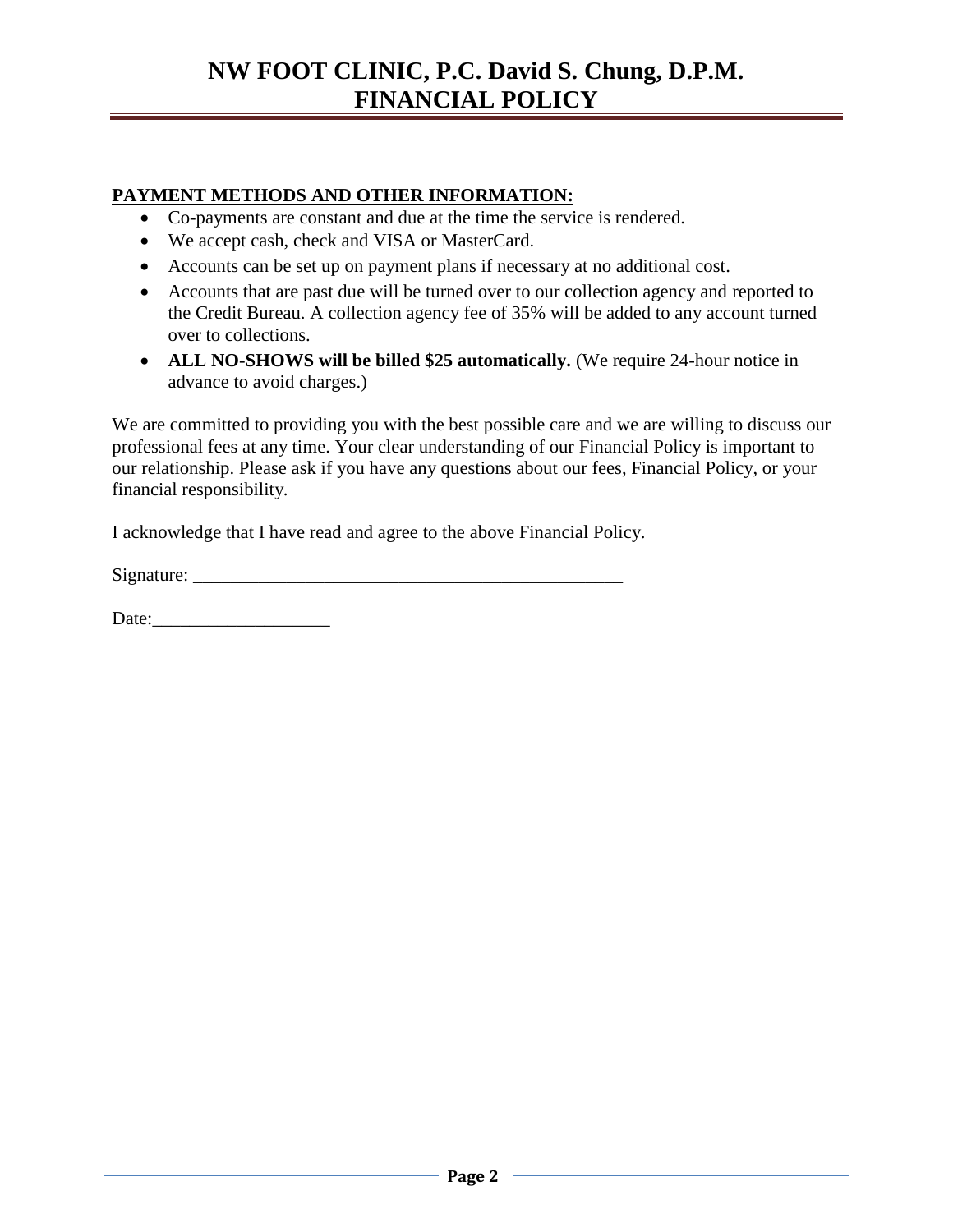# NW FOOT CLINIC, P.C. David S. Chung, D.P.M.
# FINANCIAL POLICY

**PAYMENT METHODS AND OTHER INFORMATION:**

- Co-payments are constant and due at the time the service is rendered.
- We accept cash, check and VISA or MasterCard.
- Accounts can be set up on payment plans if necessary at no additional cost.
- Accounts that are past due will be turned over to our collection agency and reported to the Credit Bureau. A collection agency fee of 35% will be added to any account turned over to collections.
- **ALL NO-SHOWS will be billed $25 automatically.** (We require 24-hour notice in advance to avoid charges.)

We are committed to providing you with the best possible care and we are willing to discuss our professional fees at any time. Your clear understanding of our Financial Policy is important to our relationship. Please ask if you have any questions about our fees, Financial Policy, or your financial responsibility.

I acknowledge that I have read and agree to the above Financial Policy.

Signature: _______________________________________________

Date:___________________